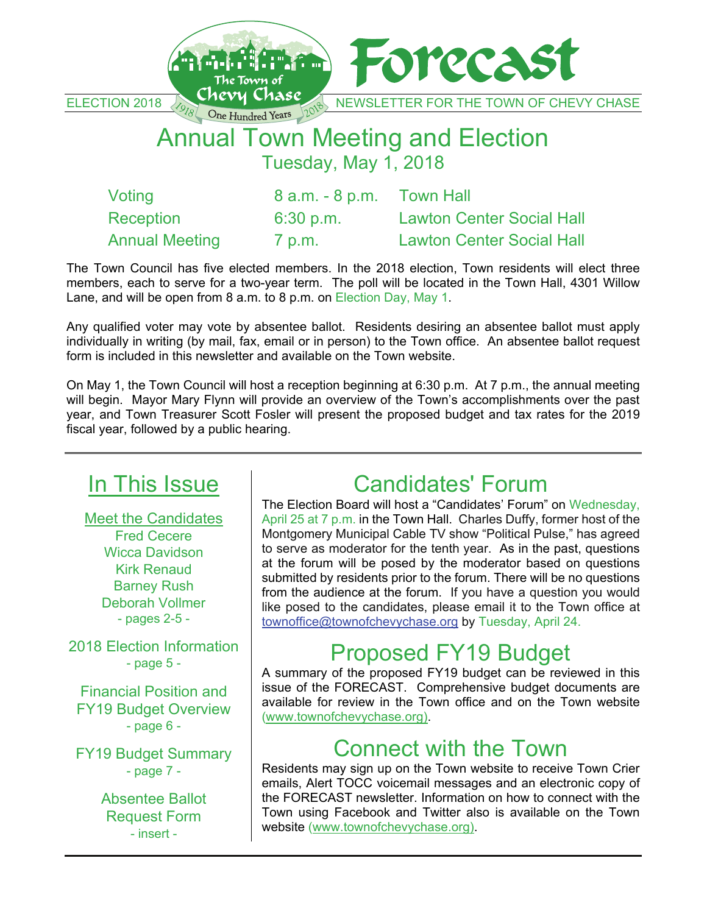# Forecast

ELECTION 2018 — The Town of Chevy Chase — 1918 One Hundred Years 2018 — NEWSLETTER FOR THE TOWN OF CHEVY CHASE

# Annual Town Meeting and Election

## Tuesday, May 1, 2018

| | | |
|---|---|---|
| Voting | 8 a.m. - 8 p.m. | Town Hall |
| Reception | 6:30 p.m. | Lawton Center Social Hall |
| Annual Meeting | 7 p.m. | Lawton Center Social Hall |

The Town Council has five elected members. In the 2018 election, Town residents will elect three members, each to serve for a two-year term. The poll will be located in the Town Hall, 4301 Willow Lane, and will be open from 8 a.m. to 8 p.m. on Election Day, May 1.

Any qualified voter may vote by absentee ballot. Residents desiring an absentee ballot must apply individually in writing (by mail, fax, email or in person) to the Town office. An absentee ballot request form is included in this newsletter and available on the Town website.

On May 1, the Town Council will host a reception beginning at 6:30 p.m. At 7 p.m., the annual meeting will begin. Mayor Mary Flynn will provide an overview of the Town's accomplishments over the past year, and Town Treasurer Scott Fosler will present the proposed budget and tax rates for the 2019 fiscal year, followed by a public hearing.

## In This Issue

**Meet the Candidates**
Fred Cecere
Wicca Davidson
Kirk Renaud
Barney Rush
Deborah Vollmer
- pages 2-5 -

2018 Election Information
- page 5 -

Financial Position and FY19 Budget Overview
- page 6 -

FY19 Budget Summary
- page 7 -

Absentee Ballot Request Form
- insert -

## Candidates' Forum

The Election Board will host a "Candidates' Forum" on Wednesday, April 25 at 7 p.m. in the Town Hall. Charles Duffy, former host of the Montgomery Municipal Cable TV show "Political Pulse," has agreed to serve as moderator for the tenth year. As in the past, questions at the forum will be posed by the moderator based on questions submitted by residents prior to the forum. There will be no questions from the audience at the forum. If you have a question you would like posed to the candidates, please email it to the Town office at townoffice@townofchevychase.org by Tuesday, April 24.

## Proposed FY19 Budget

A summary of the proposed FY19 budget can be reviewed in this issue of the FORECAST. Comprehensive budget documents are available for review in the Town office and on the Town website (www.townofchevychase.org).

## Connect with the Town

Residents may sign up on the Town website to receive Town Crier emails, Alert TOCC voicemail messages and an electronic copy of the FORECAST newsletter. Information on how to connect with the Town using Facebook and Twitter also is available on the Town website (www.townofchevychase.org).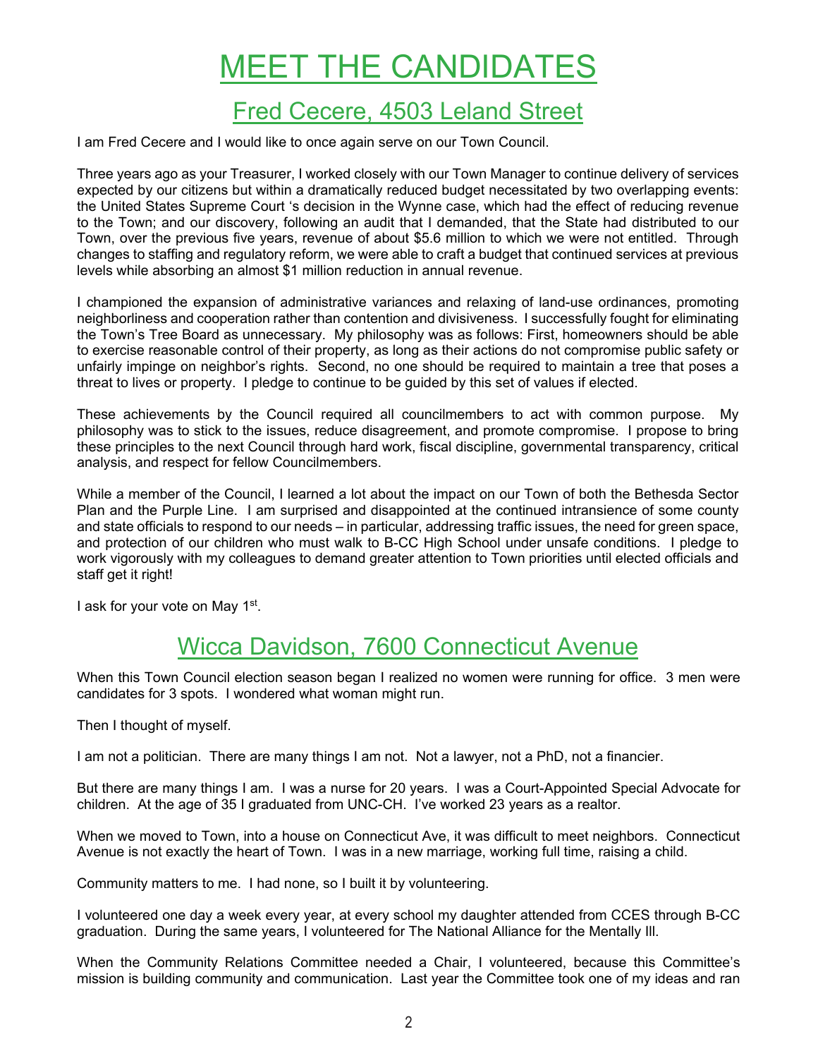# MEET THE CANDIDATES

## Fred Cecere, 4503 Leland Street

I am Fred Cecere and I would like to once again serve on our Town Council.

Three years ago as your Treasurer, I worked closely with our Town Manager to continue delivery of services expected by our citizens but within a dramatically reduced budget necessitated by two overlapping events: the United States Supreme Court 's decision in the Wynne case, which had the effect of reducing revenue to the Town; and our discovery, following an audit that I demanded, that the State had distributed to our Town, over the previous five years, revenue of about $5.6 million to which we were not entitled. Through changes to staffing and regulatory reform, we were able to craft a budget that continued services at previous levels while absorbing an almost $1 million reduction in annual revenue.

I championed the expansion of administrative variances and relaxing of land-use ordinances, promoting neighborliness and cooperation rather than contention and divisiveness. I successfully fought for eliminating the Town's Tree Board as unnecessary. My philosophy was as follows: First, homeowners should be able to exercise reasonable control of their property, as long as their actions do not compromise public safety or unfairly impinge on neighbor's rights. Second, no one should be required to maintain a tree that poses a threat to lives or property. I pledge to continue to be guided by this set of values if elected.

These achievements by the Council required all councilmembers to act with common purpose. My philosophy was to stick to the issues, reduce disagreement, and promote compromise. I propose to bring these principles to the next Council through hard work, fiscal discipline, governmental transparency, critical analysis, and respect for fellow Councilmembers.

While a member of the Council, I learned a lot about the impact on our Town of both the Bethesda Sector Plan and the Purple Line. I am surprised and disappointed at the continued intransience of some county and state officials to respond to our needs – in particular, addressing traffic issues, the need for green space, and protection of our children who must walk to B-CC High School under unsafe conditions. I pledge to work vigorously with my colleagues to demand greater attention to Town priorities until elected officials and staff get it right!

I ask for your vote on May 1st.

## Wicca Davidson, 7600 Connecticut Avenue

When this Town Council election season began I realized no women were running for office. 3 men were candidates for 3 spots. I wondered what woman might run.

Then I thought of myself.

I am not a politician. There are many things I am not. Not a lawyer, not a PhD, not a financier.

But there are many things I am. I was a nurse for 20 years. I was a Court-Appointed Special Advocate for children. At the age of 35 I graduated from UNC-CH. I've worked 23 years as a realtor.

When we moved to Town, into a house on Connecticut Ave, it was difficult to meet neighbors. Connecticut Avenue is not exactly the heart of Town. I was in a new marriage, working full time, raising a child.

Community matters to me. I had none, so I built it by volunteering.

I volunteered one day a week every year, at every school my daughter attended from CCES through B-CC graduation. During the same years, I volunteered for The National Alliance for the Mentally Ill.

When the Community Relations Committee needed a Chair, I volunteered, because this Committee's mission is building community and communication. Last year the Committee took one of my ideas and ran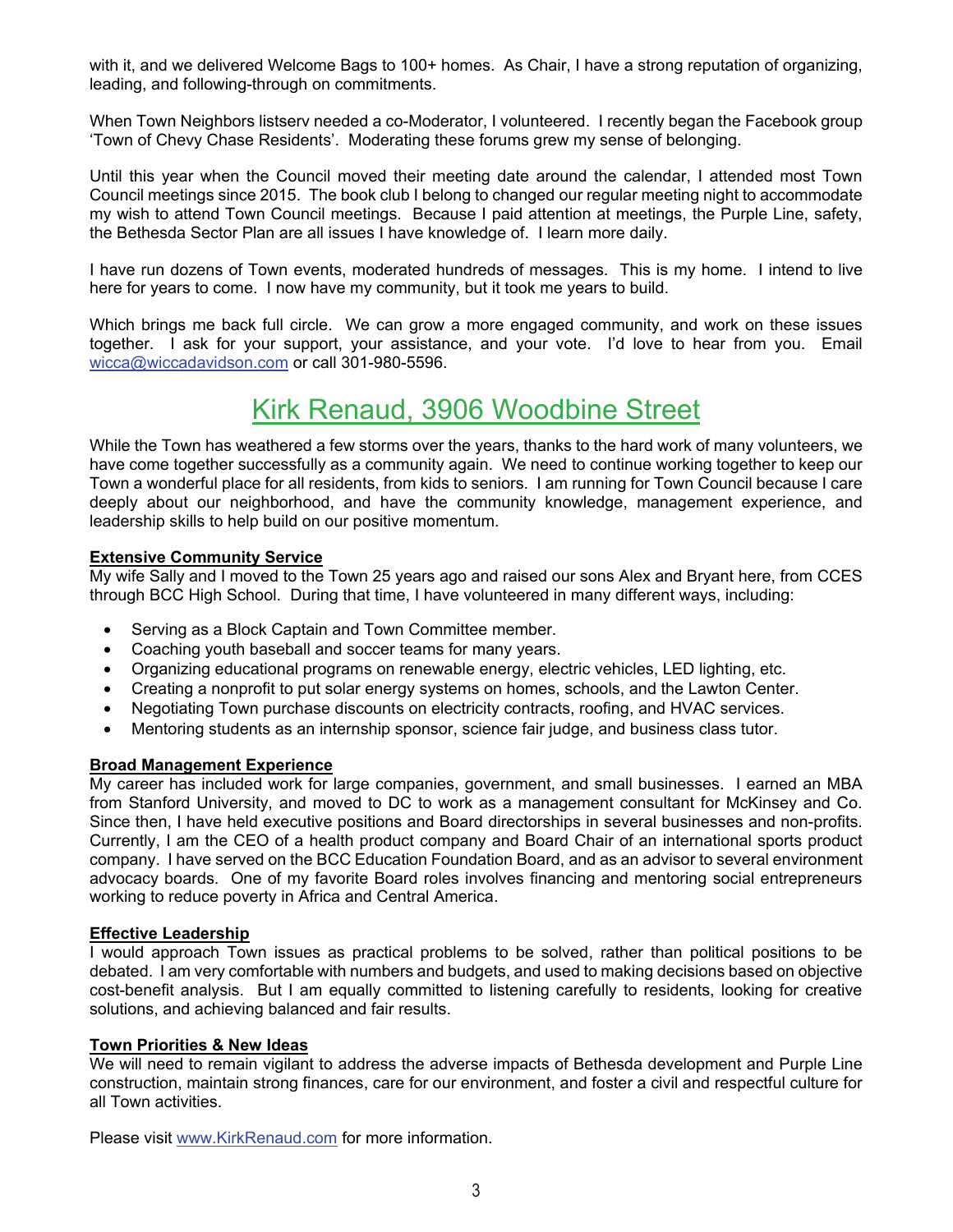with it, and we delivered Welcome Bags to 100+ homes. As Chair, I have a strong reputation of organizing, leading, and following-through on commitments.

When Town Neighbors listserv needed a co-Moderator, I volunteered. I recently began the Facebook group 'Town of Chevy Chase Residents'. Moderating these forums grew my sense of belonging.

Until this year when the Council moved their meeting date around the calendar, I attended most Town Council meetings since 2015. The book club I belong to changed our regular meeting night to accommodate my wish to attend Town Council meetings. Because I paid attention at meetings, the Purple Line, safety, the Bethesda Sector Plan are all issues I have knowledge of. I learn more daily.

I have run dozens of Town events, moderated hundreds of messages. This is my home. I intend to live here for years to come. I now have my community, but it took me years to build.

Which brings me back full circle. We can grow a more engaged community, and work on these issues together. I ask for your support, your assistance, and your vote. I'd love to hear from you. Email wicca@wiccadavidson.com or call 301-980-5596.

## Kirk Renaud, 3906 Woodbine Street

While the Town has weathered a few storms over the years, thanks to the hard work of many volunteers, we have come together successfully as a community again. We need to continue working together to keep our Town a wonderful place for all residents, from kids to seniors. I am running for Town Council because I care deeply about our neighborhood, and have the community knowledge, management experience, and leadership skills to help build on our positive momentum.

**Extensive Community Service**
My wife Sally and I moved to the Town 25 years ago and raised our sons Alex and Bryant here, from CCES through BCC High School. During that time, I have volunteered in many different ways, including:

- Serving as a Block Captain and Town Committee member.
- Coaching youth baseball and soccer teams for many years.
- Organizing educational programs on renewable energy, electric vehicles, LED lighting, etc.
- Creating a nonprofit to put solar energy systems on homes, schools, and the Lawton Center.
- Negotiating Town purchase discounts on electricity contracts, roofing, and HVAC services.
- Mentoring students as an internship sponsor, science fair judge, and business class tutor.

**Broad Management Experience**
My career has included work for large companies, government, and small businesses. I earned an MBA from Stanford University, and moved to DC to work as a management consultant for McKinsey and Co. Since then, I have held executive positions and Board directorships in several businesses and non-profits. Currently, I am the CEO of a health product company and Board Chair of an international sports product company. I have served on the BCC Education Foundation Board, and as an advisor to several environment advocacy boards. One of my favorite Board roles involves financing and mentoring social entrepreneurs working to reduce poverty in Africa and Central America.

**Effective Leadership**
I would approach Town issues as practical problems to be solved, rather than political positions to be debated. I am very comfortable with numbers and budgets, and used to making decisions based on objective cost-benefit analysis. But I am equally committed to listening carefully to residents, looking for creative solutions, and achieving balanced and fair results.

**Town Priorities & New Ideas**
We will need to remain vigilant to address the adverse impacts of Bethesda development and Purple Line construction, maintain strong finances, care for our environment, and foster a civil and respectful culture for all Town activities.

Please visit www.KirkRenaud.com for more information.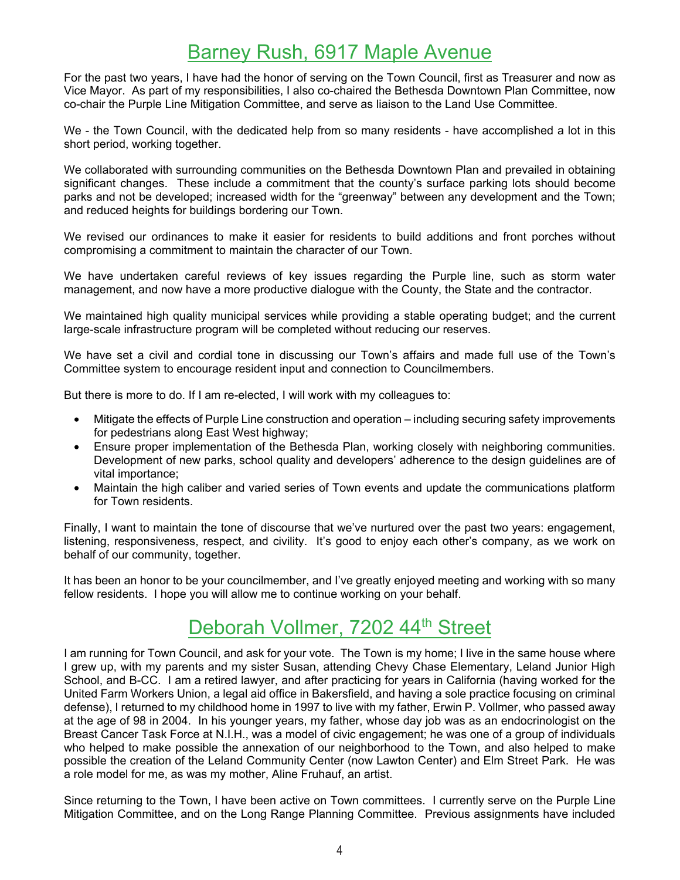## Barney Rush, 6917 Maple Avenue

For the past two years, I have had the honor of serving on the Town Council, first as Treasurer and now as Vice Mayor. As part of my responsibilities, I also co-chaired the Bethesda Downtown Plan Committee, now co-chair the Purple Line Mitigation Committee, and serve as liaison to the Land Use Committee.

We - the Town Council, with the dedicated help from so many residents - have accomplished a lot in this short period, working together.

We collaborated with surrounding communities on the Bethesda Downtown Plan and prevailed in obtaining significant changes. These include a commitment that the county's surface parking lots should become parks and not be developed; increased width for the "greenway" between any development and the Town; and reduced heights for buildings bordering our Town.

We revised our ordinances to make it easier for residents to build additions and front porches without compromising a commitment to maintain the character of our Town.

We have undertaken careful reviews of key issues regarding the Purple line, such as storm water management, and now have a more productive dialogue with the County, the State and the contractor.

We maintained high quality municipal services while providing a stable operating budget; and the current large-scale infrastructure program will be completed without reducing our reserves.

We have set a civil and cordial tone in discussing our Town's affairs and made full use of the Town's Committee system to encourage resident input and connection to Councilmembers.

But there is more to do. If I am re-elected, I will work with my colleagues to:

- Mitigate the effects of Purple Line construction and operation – including securing safety improvements for pedestrians along East West highway;
- Ensure proper implementation of the Bethesda Plan, working closely with neighboring communities. Development of new parks, school quality and developers' adherence to the design guidelines are of vital importance;
- Maintain the high caliber and varied series of Town events and update the communications platform for Town residents.

Finally, I want to maintain the tone of discourse that we've nurtured over the past two years: engagement, listening, responsiveness, respect, and civility. It's good to enjoy each other's company, as we work on behalf of our community, together.

It has been an honor to be your councilmember, and I've greatly enjoyed meeting and working with so many fellow residents. I hope you will allow me to continue working on your behalf.

## Deborah Vollmer, 7202 44th Street

I am running for Town Council, and ask for your vote. The Town is my home; I live in the same house where I grew up, with my parents and my sister Susan, attending Chevy Chase Elementary, Leland Junior High School, and B-CC. I am a retired lawyer, and after practicing for years in California (having worked for the United Farm Workers Union, a legal aid office in Bakersfield, and having a sole practice focusing on criminal defense), I returned to my childhood home in 1997 to live with my father, Erwin P. Vollmer, who passed away at the age of 98 in 2004. In his younger years, my father, whose day job was as an endocrinologist on the Breast Cancer Task Force at N.I.H., was a model of civic engagement; he was one of a group of individuals who helped to make possible the annexation of our neighborhood to the Town, and also helped to make possible the creation of the Leland Community Center (now Lawton Center) and Elm Street Park. He was a role model for me, as was my mother, Aline Fruhauf, an artist.

Since returning to the Town, I have been active on Town committees. I currently serve on the Purple Line Mitigation Committee, and on the Long Range Planning Committee. Previous assignments have included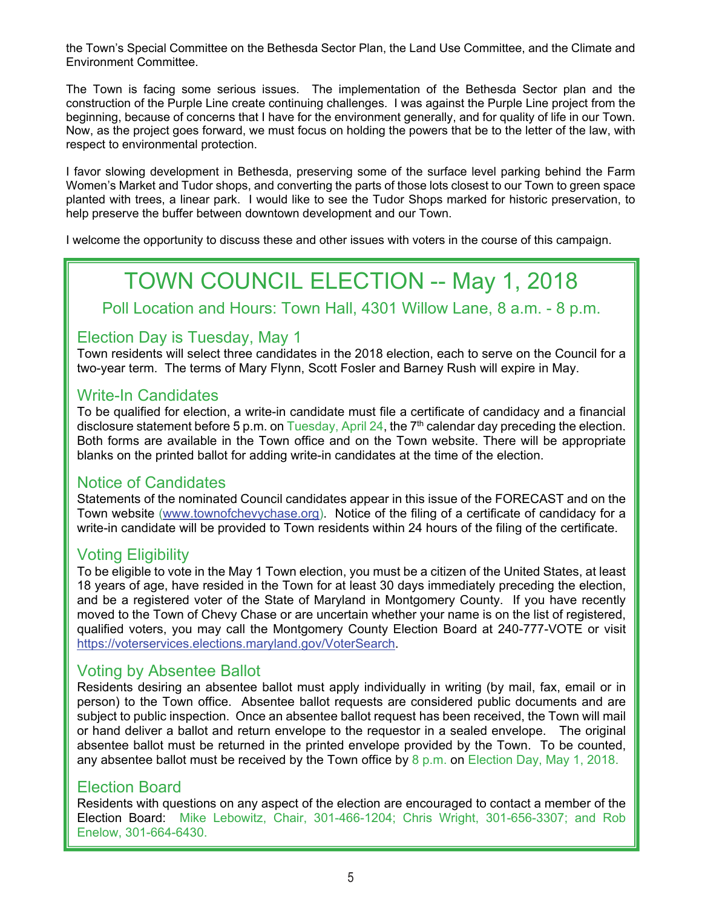the Town's Special Committee on the Bethesda Sector Plan, the Land Use Committee, and the Climate and Environment Committee.

The Town is facing some serious issues. The implementation of the Bethesda Sector plan and the construction of the Purple Line create continuing challenges. I was against the Purple Line project from the beginning, because of concerns that I have for the environment generally, and for quality of life in our Town. Now, as the project goes forward, we must focus on holding the powers that be to the letter of the law, with respect to environmental protection.

I favor slowing development in Bethesda, preserving some of the surface level parking behind the Farm Women's Market and Tudor shops, and converting the parts of those lots closest to our Town to green space planted with trees, a linear park. I would like to see the Tudor Shops marked for historic preservation, to help preserve the buffer between downtown development and our Town.

I welcome the opportunity to discuss these and other issues with voters in the course of this campaign.

# TOWN COUNCIL ELECTION -- May 1, 2018

Poll Location and Hours: Town Hall, 4301 Willow Lane, 8 a.m. - 8 p.m.

## Election Day is Tuesday, May 1

Town residents will select three candidates in the 2018 election, each to serve on the Council for a two-year term. The terms of Mary Flynn, Scott Fosler and Barney Rush will expire in May.

## Write-In Candidates

To be qualified for election, a write-in candidate must file a certificate of candidacy and a financial disclosure statement before 5 p.m. on Tuesday, April 24, the 7th calendar day preceding the election. Both forms are available in the Town office and on the Town website. There will be appropriate blanks on the printed ballot for adding write-in candidates at the time of the election.

## Notice of Candidates

Statements of the nominated Council candidates appear in this issue of the FORECAST and on the Town website (www.townofchevychase.org). Notice of the filing of a certificate of candidacy for a write-in candidate will be provided to Town residents within 24 hours of the filing of the certificate.

## Voting Eligibility

To be eligible to vote in the May 1 Town election, you must be a citizen of the United States, at least 18 years of age, have resided in the Town for at least 30 days immediately preceding the election, and be a registered voter of the State of Maryland in Montgomery County. If you have recently moved to the Town of Chevy Chase or are uncertain whether your name is on the list of registered, qualified voters, you may call the Montgomery County Election Board at 240-777-VOTE or visit https://voterservices.elections.maryland.gov/VoterSearch.

## Voting by Absentee Ballot

Residents desiring an absentee ballot must apply individually in writing (by mail, fax, email or in person) to the Town office. Absentee ballot requests are considered public documents and are subject to public inspection. Once an absentee ballot request has been received, the Town will mail or hand deliver a ballot and return envelope to the requestor in a sealed envelope. The original absentee ballot must be returned in the printed envelope provided by the Town. To be counted, any absentee ballot must be received by the Town office by 8 p.m. on Election Day, May 1, 2018.

## Election Board

Residents with questions on any aspect of the election are encouraged to contact a member of the Election Board: Mike Lebowitz, Chair, 301-466-1204; Chris Wright, 301-656-3307; and Rob Enelow, 301-664-6430.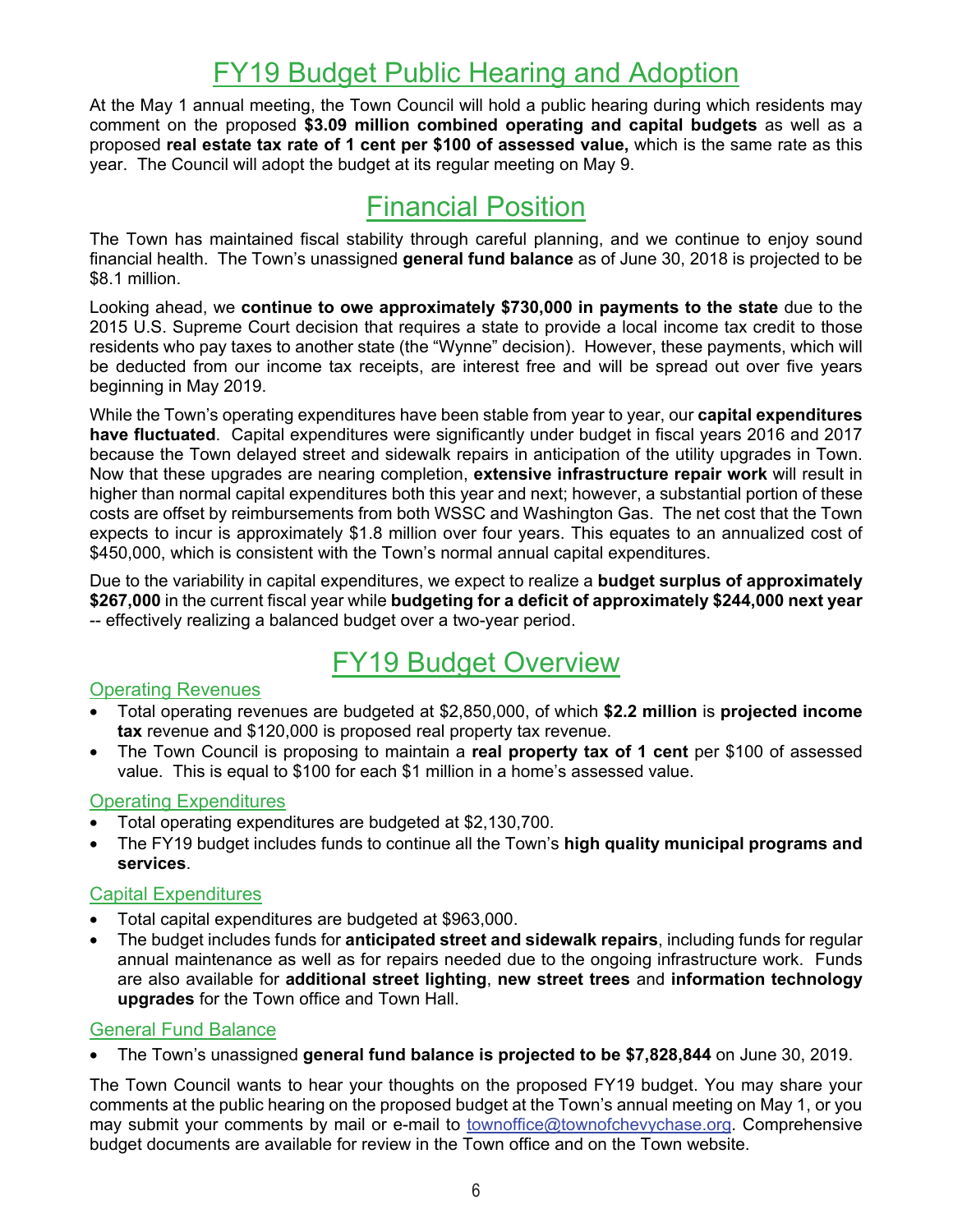# FY19 Budget Public Hearing and Adoption

At the May 1 annual meeting, the Town Council will hold a public hearing during which residents may comment on the proposed **$3.09 million combined operating and capital budgets** as well as a proposed **real estate tax rate of 1 cent per $100 of assessed value,** which is the same rate as this year. The Council will adopt the budget at its regular meeting on May 9.

# Financial Position

The Town has maintained fiscal stability through careful planning, and we continue to enjoy sound financial health. The Town's unassigned **general fund balance** as of June 30, 2018 is projected to be $8.1 million.

Looking ahead, we **continue to owe approximately $730,000 in payments to the state** due to the 2015 U.S. Supreme Court decision that requires a state to provide a local income tax credit to those residents who pay taxes to another state (the "Wynne" decision). However, these payments, which will be deducted from our income tax receipts, are interest free and will be spread out over five years beginning in May 2019.

While the Town's operating expenditures have been stable from year to year, our **capital expenditures have fluctuated**. Capital expenditures were significantly under budget in fiscal years 2016 and 2017 because the Town delayed street and sidewalk repairs in anticipation of the utility upgrades in Town. Now that these upgrades are nearing completion, **extensive infrastructure repair work** will result in higher than normal capital expenditures both this year and next; however, a substantial portion of these costs are offset by reimbursements from both WSSC and Washington Gas. The net cost that the Town expects to incur is approximately $1.8 million over four years. This equates to an annualized cost of $450,000, which is consistent with the Town's normal annual capital expenditures.

Due to the variability in capital expenditures, we expect to realize a **budget surplus of approximately $267,000** in the current fiscal year while **budgeting for a deficit of approximately $244,000 next year** -- effectively realizing a balanced budget over a two-year period.

# FY19 Budget Overview

## Operating Revenues

- Total operating revenues are budgeted at $2,850,000, of which **$2.2 million** is **projected income tax** revenue and $120,000 is proposed real property tax revenue.
- The Town Council is proposing to maintain a **real property tax of 1 cent** per $100 of assessed value. This is equal to $100 for each $1 million in a home's assessed value.

## Operating Expenditures

- Total operating expenditures are budgeted at $2,130,700.
- The FY19 budget includes funds to continue all the Town's **high quality municipal programs and services**.

## Capital Expenditures

- Total capital expenditures are budgeted at $963,000.
- The budget includes funds for **anticipated street and sidewalk repairs**, including funds for regular annual maintenance as well as for repairs needed due to the ongoing infrastructure work. Funds are also available for **additional street lighting**, **new street trees** and **information technology upgrades** for the Town office and Town Hall.

## General Fund Balance

- The Town's unassigned **general fund balance is projected to be $7,828,844** on June 30, 2019.

The Town Council wants to hear your thoughts on the proposed FY19 budget. You may share your comments at the public hearing on the proposed budget at the Town's annual meeting on May 1, or you may submit your comments by mail or e-mail to townoffice@townofchevychase.org. Comprehensive budget documents are available for review in the Town office and on the Town website.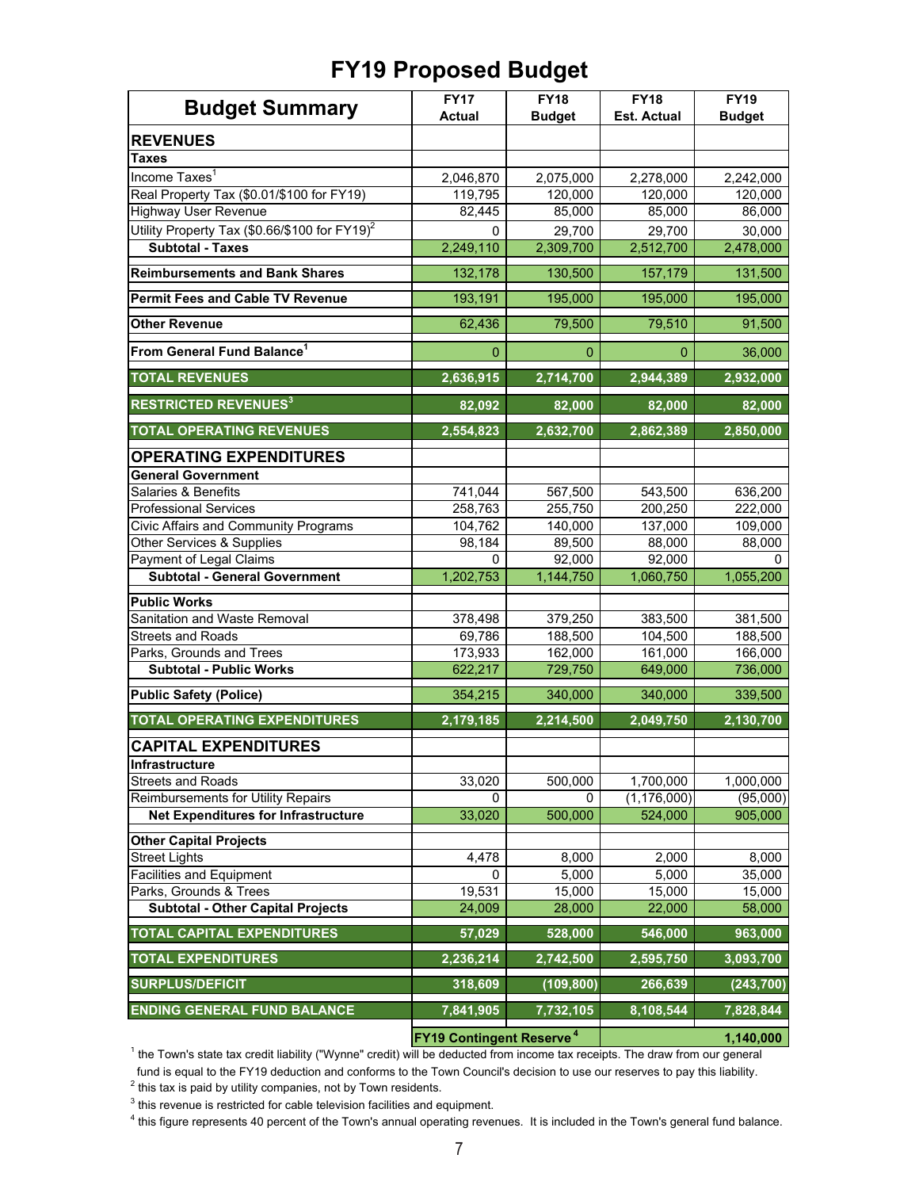# FY19 Proposed Budget

| Budget Summary | FY17 Actual | FY18 Budget | FY18 Est. Actual | FY19 Budget |
|---|---|---|---|---|
| **REVENUES** | | | | |
| **Taxes** | | | | |
| Income Taxes[1] | 2,046,870 | 2,075,000 | 2,278,000 | 2,242,000 |
| Real Property Tax ($0.01/$100 for FY19) | 119,795 | 120,000 | 120,000 | 120,000 |
| Highway User Revenue | 82,445 | 85,000 | 85,000 | 86,000 |
| Utility Property Tax ($0.66/$100 for FY19)[2] | 0 | 29,700 | 29,700 | 30,000 |
| **Subtotal - Taxes** | 2,249,110 | 2,309,700 | 2,512,700 | 2,478,000 |
| **Reimbursements and Bank Shares** | 132,178 | 130,500 | 157,179 | 131,500 |
| **Permit Fees and Cable TV Revenue** | 193,191 | 195,000 | 195,000 | 195,000 |
| **Other Revenue** | 62,436 | 79,500 | 79,510 | 91,500 |
| **From General Fund Balance[1]** | 0 | 0 | 0 | 36,000 |
| **TOTAL REVENUES** | **2,636,915** | **2,714,700** | **2,944,389** | **2,932,000** |
| **RESTRICTED REVENUES[3]** | **82,092** | **82,000** | **82,000** | **82,000** |
| **TOTAL OPERATING REVENUES** | **2,554,823** | **2,632,700** | **2,862,389** | **2,850,000** |
| **OPERATING EXPENDITURES** | | | | |
| **General Government** | | | | |
| Salaries & Benefits | 741,044 | 567,500 | 543,500 | 636,200 |
| Professional Services | 258,763 | 255,750 | 200,250 | 222,000 |
| Civic Affairs and Community Programs | 104,762 | 140,000 | 137,000 | 109,000 |
| Other Services & Supplies | 98,184 | 89,500 | 88,000 | 88,000 |
| Payment of Legal Claims | 0 | 92,000 | 92,000 | 0 |
| **Subtotal - General Government** | 1,202,753 | 1,144,750 | 1,060,750 | 1,055,200 |
| **Public Works** | | | | |
| Sanitation and Waste Removal | 378,498 | 379,250 | 383,500 | 381,500 |
| Streets and Roads | 69,786 | 188,500 | 104,500 | 188,500 |
| Parks, Grounds and Trees | 173,933 | 162,000 | 161,000 | 166,000 |
| **Subtotal - Public Works** | 622,217 | 729,750 | 649,000 | 736,000 |
| **Public Safety (Police)** | 354,215 | 340,000 | 340,000 | 339,500 |
| **TOTAL OPERATING EXPENDITURES** | **2,179,185** | **2,214,500** | **2,049,750** | **2,130,700** |
| **CAPITAL EXPENDITURES** | | | | |
| **Infrastructure** | | | | |
| Streets and Roads | 33,020 | 500,000 | 1,700,000 | 1,000,000 |
| Reimbursements for Utility Repairs | 0 | 0 | (1,176,000) | (95,000) |
| **Net Expenditures for Infrastructure** | 33,020 | 500,000 | 524,000 | 905,000 |
| **Other Capital Projects** | | | | |
| Street Lights | 4,478 | 8,000 | 2,000 | 8,000 |
| Facilities and Equipment | 0 | 5,000 | 5,000 | 35,000 |
| Parks, Grounds & Trees | 19,531 | 15,000 | 15,000 | 15,000 |
| **Subtotal - Other Capital Projects** | 24,009 | 28,000 | 22,000 | 58,000 |
| **TOTAL CAPITAL EXPENDITURES** | **57,029** | **528,000** | **546,000** | **963,000** |
| **TOTAL EXPENDITURES** | **2,236,214** | **2,742,500** | **2,595,750** | **3,093,700** |
| **SURPLUS/DEFICIT** | **318,609** | **(109,800)** | **266,639** | **(243,700)** |
| **ENDING GENERAL FUND BALANCE** | **7,841,905** | **7,732,105** | **8,108,544** | **7,828,844** |
| | **FY19 Contingent Reserve[4]** | | | **1,140,000** |

[1] the Town's state tax credit liability ("Wynne" credit) will be deducted from income tax receipts. The draw from our general fund is equal to the FY19 deduction and conforms to the Town Council's decision to use our reserves to pay this liability.

[2] this tax is paid by utility companies, not by Town residents.

[3] this revenue is restricted for cable television facilities and equipment.

[4] this figure represents 40 percent of the Town's annual operating revenues. It is included in the Town's general fund balance.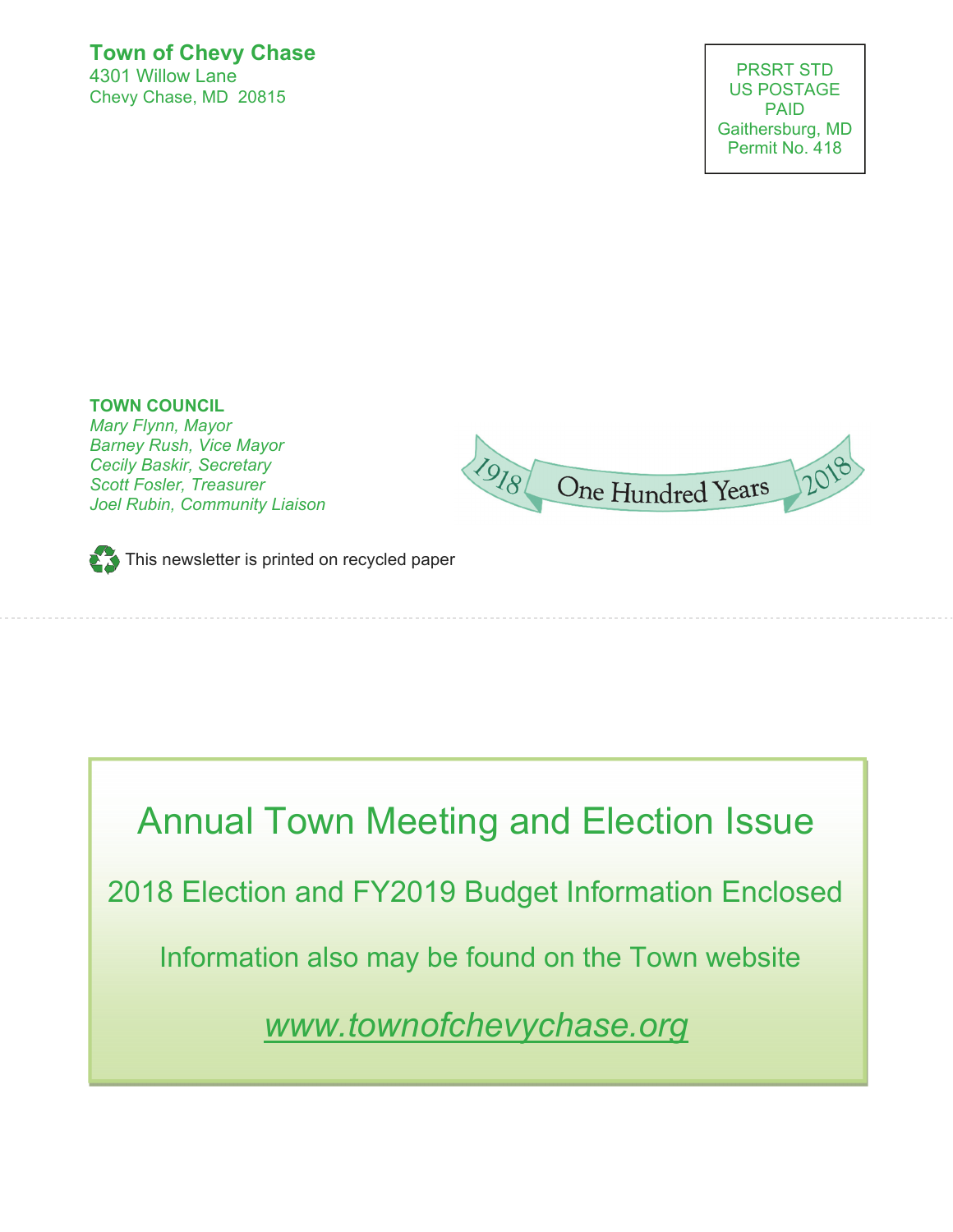**Town of Chevy Chase**
4301 Willow Lane
Chevy Chase, MD 20815

PRSRT STD
US POSTAGE
PAID
Gaithersburg, MD
Permit No. 418

**TOWN COUNCIL**
*Mary Flynn, Mayor*
*Barney Rush, Vice Mayor*
*Cecily Baskir, Secretary*
*Scott Fosler, Treasurer*
*Joel Rubin, Community Liaison*

1918 One Hundred Years 2018

This newsletter is printed on recycled paper

# Annual Town Meeting and Election Issue

## 2018 Election and FY2019 Budget Information Enclosed

Information also may be found on the Town website

*www.townofchevychase.org*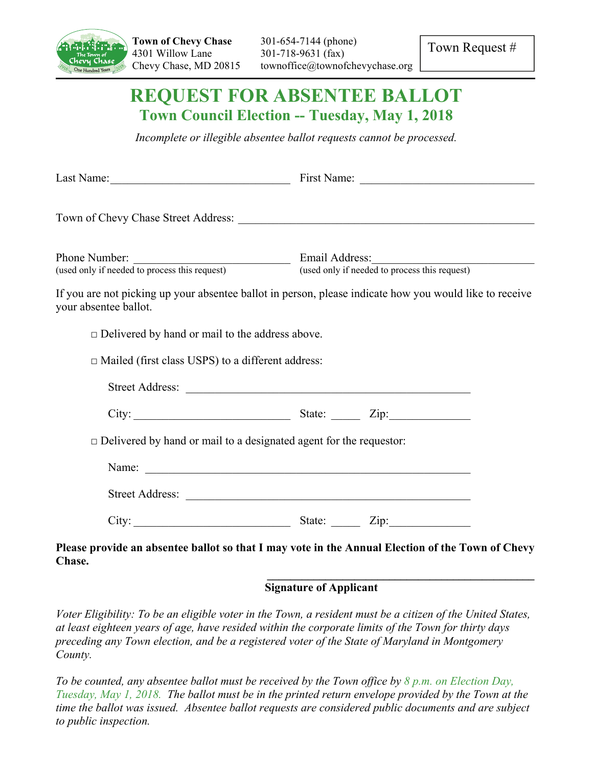**Town of Chevy Chase**
4301 Willow Lane
Chevy Chase, MD 20815

301-654-7144 (phone)
301-718-9631 (fax)
townoffice@townofchevychase.org

Town Request #

# REQUEST FOR ABSENTEE BALLOT

## Town Council Election -- Tuesday, May 1, 2018

*Incomplete or illegible absentee ballot requests cannot be processed.*

Last Name:_______________________________ First Name: ______________________________

Town of Chevy Chase Street Address: __________________________________________________

Phone Number: ___________________________ Email Address:___________________________
(used only if needed to process this request) (used only if needed to process this request)

If you are not picking up your absentee ballot in person, please indicate how you would like to receive your absentee ballot.

□ Delivered by hand or mail to the address above.

□ Mailed (first class USPS) to a different address:

Street Address: _________________________________________________

City: ___________________________ State: _____ Zip:_____________

□ Delivered by hand or mail to a designated agent for the requestor:

Name: _______________________________________________________

Street Address: _________________________________________________

City: ___________________________ State: _____ Zip:_____________

**Please provide an absentee ballot so that I may vote in the Annual Election of the Town of Chevy Chase.**

_______________________________________________
**Signature of Applicant**

*Voter Eligibility: To be an eligible voter in the Town, a resident must be a citizen of the United States, at least eighteen years of age, have resided within the corporate limits of the Town for thirty days preceding any Town election, and be a registered voter of the State of Maryland in Montgomery County.*

*To be counted, any absentee ballot must be received by the Town office by 8 p.m. on Election Day, Tuesday, May 1, 2018. The ballot must be in the printed return envelope provided by the Town at the time the ballot was issued. Absentee ballot requests are considered public documents and are subject to public inspection.*